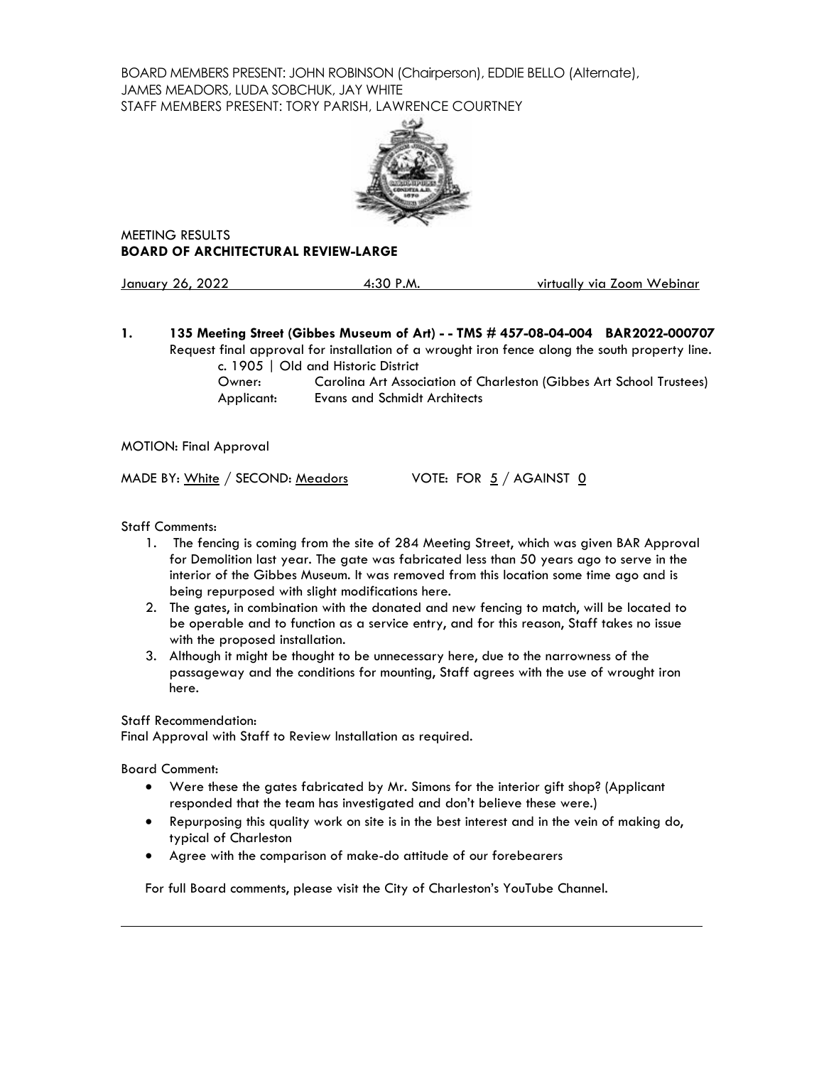BOARD MEMBERS PRESENT: JOHN ROBINSON (Chairperson), EDDIE BELLO (Alternate), JAMES MEADORS, LUDA SOBCHUK, JAY WHITE
STAFF MEMBERS PRESENT: TORY PARISH, LAWRENCE COURTNEY

MEETING RESULTS
**BOARD OF ARCHITECTURAL REVIEW-LARGE**

January 26, 2022 — 4:30 P.M. — virtually via Zoom Webinar

**1. 135 Meeting Street (Gibbes Museum of Art) - - TMS # 457-08-04-004 BAR2022-000707**

Request final approval for installation of a wrought iron fence along the south property line.

c. 1905 | Old and Historic District
Owner: Carolina Art Association of Charleston (Gibbes Art School Trustees)
Applicant: Evans and Schmidt Architects

MOTION: Final Approval

MADE BY: White / SECOND: Meadors VOTE: FOR 5 / AGAINST 0

Staff Comments:

1. The fencing is coming from the site of 284 Meeting Street, which was given BAR Approval for Demolition last year. The gate was fabricated less than 50 years ago to serve in the interior of the Gibbes Museum. It was removed from this location some time ago and is being repurposed with slight modifications here.
2. The gates, in combination with the donated and new fencing to match, will be located to be operable and to function as a service entry, and for this reason, Staff takes no issue with the proposed installation.
3. Although it might be thought to be unnecessary here, due to the narrowness of the passageway and the conditions for mounting, Staff agrees with the use of wrought iron here.

Staff Recommendation:
Final Approval with Staff to Review Installation as required.

Board Comment:

- Were these the gates fabricated by Mr. Simons for the interior gift shop? (Applicant responded that the team has investigated and don't believe these were.)
- Repurposing this quality work on site is in the best interest and in the vein of making do, typical of Charleston
- Agree with the comparison of make-do attitude of our forebearers

For full Board comments, please visit the City of Charleston's YouTube Channel.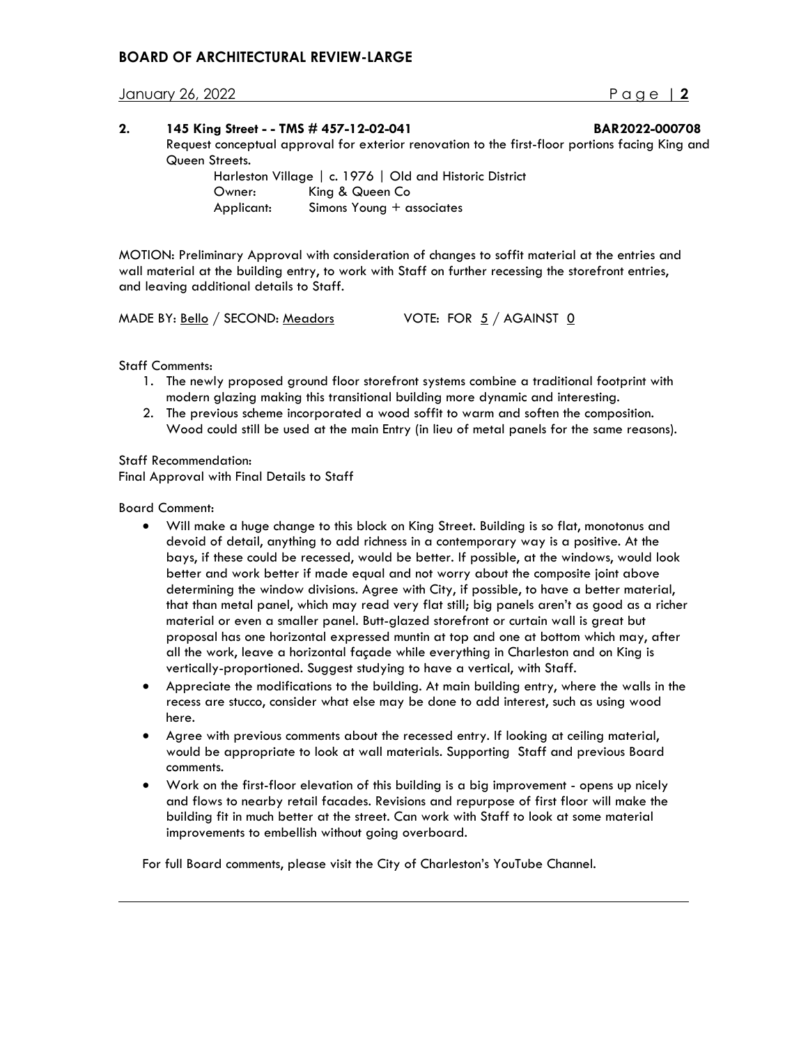**2. 145 King Street - - TMS # 457-12-02-041 BAR2022-000708**

Request conceptual approval for exterior renovation to the first-floor portions facing King and Queen Streets.

Harleston Village | c. 1976 | Old and Historic District
Owner: King & Queen Co
Applicant: Simons Young + associates

MOTION: Preliminary Approval with consideration of changes to soffit material at the entries and wall material at the building entry, to work with Staff on further recessing the storefront entries, and leaving additional details to Staff.

MADE BY: Bello / SECOND: Meadors VOTE: FOR 5 / AGAINST 0

Staff Comments:

1. The newly proposed ground floor storefront systems combine a traditional footprint with modern glazing making this transitional building more dynamic and interesting.
2. The previous scheme incorporated a wood soffit to warm and soften the composition. Wood could still be used at the main Entry (in lieu of metal panels for the same reasons).

Staff Recommendation:
Final Approval with Final Details to Staff

Board Comment:

- Will make a huge change to this block on King Street. Building is so flat, monotonus and devoid of detail, anything to add richness in a contemporary way is a positive. At the bays, if these could be recessed, would be better. If possible, at the windows, would look better and work better if made equal and not worry about the composite joint above determining the window divisions. Agree with City, if possible, to have a better material, that than metal panel, which may read very flat still; big panels aren't as good as a richer material or even a smaller panel. Butt-glazed storefront or curtain wall is great but proposal has one horizontal expressed muntin at top and one at bottom which may, after all the work, leave a horizontal façade while everything in Charleston and on King is vertically-proportioned. Suggest studying to have a vertical, with Staff.
- Appreciate the modifications to the building. At main building entry, where the walls in the recess are stucco, consider what else may be done to add interest, such as using wood here.
- Agree with previous comments about the recessed entry. If looking at ceiling material, would be appropriate to look at wall materials. Supporting Staff and previous Board comments.
- Work on the first-floor elevation of this building is a big improvement - opens up nicely and flows to nearby retail facades. Revisions and repurpose of first floor will make the building fit in much better at the street. Can work with Staff to look at some material improvements to embellish without going overboard.

For full Board comments, please visit the City of Charleston's YouTube Channel.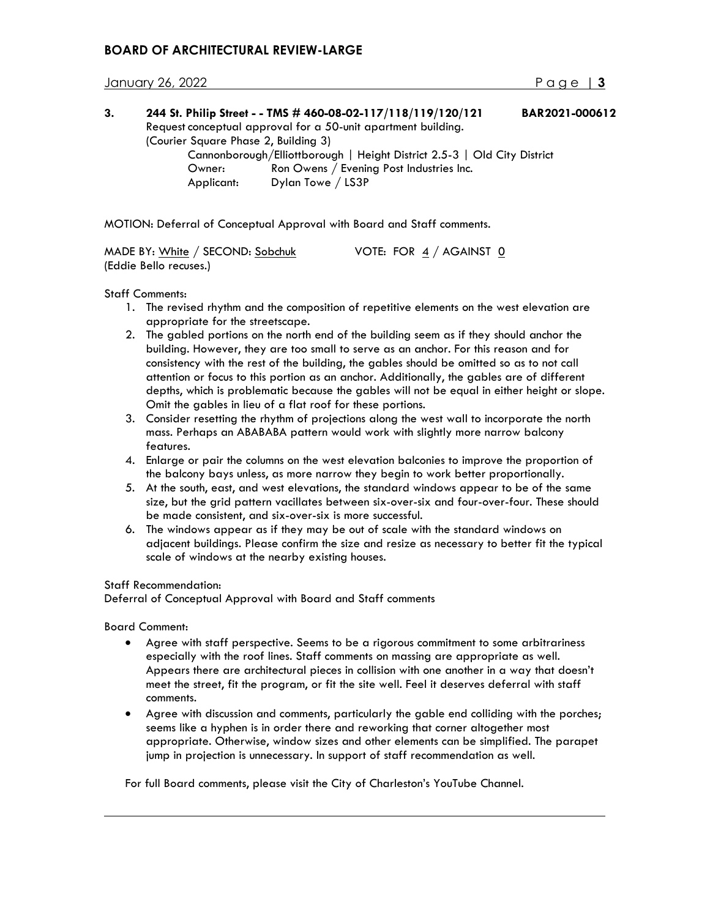**3. 244 St. Philip Street - - TMS # 460-08-02-117/118/119/120/121 BAR2021-000612**

Request conceptual approval for a 50-unit apartment building.
(Courier Square Phase 2, Building 3)

Cannonborough/Elliottborough | Height District 2.5-3 | Old City District
Owner: Ron Owens / Evening Post Industries Inc.
Applicant: Dylan Towe / LS3P

MOTION: Deferral of Conceptual Approval with Board and Staff comments.

MADE BY: White / SECOND: Sobchuk VOTE: FOR 4 / AGAINST 0
(Eddie Bello recuses.)

Staff Comments:

1. The revised rhythm and the composition of repetitive elements on the west elevation are appropriate for the streetscape.
2. The gabled portions on the north end of the building seem as if they should anchor the building. However, they are too small to serve as an anchor. For this reason and for consistency with the rest of the building, the gables should be omitted so as to not call attention or focus to this portion as an anchor. Additionally, the gables are of different depths, which is problematic because the gables will not be equal in either height or slope. Omit the gables in lieu of a flat roof for these portions.
3. Consider resetting the rhythm of projections along the west wall to incorporate the north mass. Perhaps an ABABABA pattern would work with slightly more narrow balcony features.
4. Enlarge or pair the columns on the west elevation balconies to improve the proportion of the balcony bays unless, as more narrow they begin to work better proportionally.
5. At the south, east, and west elevations, the standard windows appear to be of the same size, but the grid pattern vacillates between six-over-six and four-over-four. These should be made consistent, and six-over-six is more successful.
6. The windows appear as if they may be out of scale with the standard windows on adjacent buildings. Please confirm the size and resize as necessary to better fit the typical scale of windows at the nearby existing houses.

Staff Recommendation:
Deferral of Conceptual Approval with Board and Staff comments

Board Comment:

- Agree with staff perspective. Seems to be a rigorous commitment to some arbitrariness especially with the roof lines. Staff comments on massing are appropriate as well. Appears there are architectural pieces in collision with one another in a way that doesn't meet the street, fit the program, or fit the site well. Feel it deserves deferral with staff comments.
- Agree with discussion and comments, particularly the gable end colliding with the porches; seems like a hyphen is in order there and reworking that corner altogether most appropriate. Otherwise, window sizes and other elements can be simplified. The parapet jump in projection is unnecessary. In support of staff recommendation as well.

For full Board comments, please visit the City of Charleston's YouTube Channel.